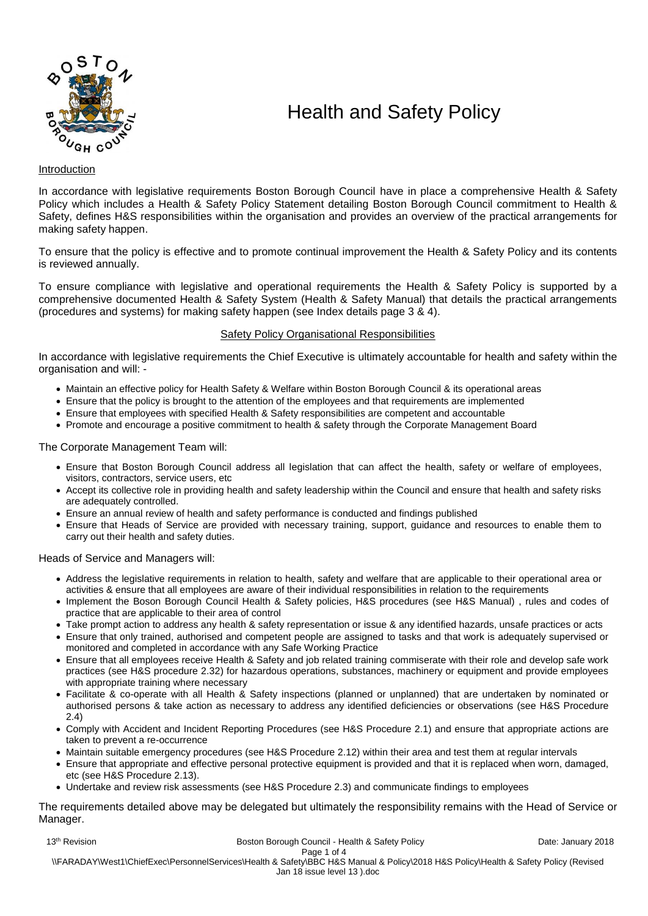# Health and Safety Policy

## Introduction

In accordance with legislative requirements Boston Borough Council have in place a comprehensive Health & Safety Policy which includes a Health & Safety Policy Statement detailing Boston Borough Council commitment to Health & Safety, defines H&S responsibilities within the organisation and provides an overview of the practical arrangements for making safety happen.

To ensure that the policy is effective and to promote continual improvement the Health & Safety Policy and its contents is reviewed annually.

To ensure compliance with legislative and operational requirements the Health & Safety Policy is supported by a comprehensive documented Health & Safety System (Health & Safety Manual) that details the practical arrangements (procedures and systems) for making safety happen (see Index details page 3 & 4).

## Safety Policy Organisational Responsibilities

In accordance with legislative requirements the Chief Executive is ultimately accountable for health and safety within the organisation and will: -

- Maintain an effective policy for Health Safety & Welfare within Boston Borough Council & its operational areas
- Ensure that the policy is brought to the attention of the employees and that requirements are implemented
- Ensure that employees with specified Health & Safety responsibilities are competent and accountable
- Promote and encourage a positive commitment to health & safety through the Corporate Management Board

The Corporate Management Team will:

- Ensure that Boston Borough Council address all legislation that can affect the health, safety or welfare of employees, visitors, contractors, service users, etc
- Accept its collective role in providing health and safety leadership within the Council and ensure that health and safety risks are adequately controlled.
- Ensure an annual review of health and safety performance is conducted and findings published
- Ensure that Heads of Service are provided with necessary training, support, guidance and resources to enable them to carry out their health and safety duties.

Heads of Service and Managers will:

- Address the legislative requirements in relation to health, safety and welfare that are applicable to their operational area or activities & ensure that all employees are aware of their individual responsibilities in relation to the requirements
- Implement the Boson Borough Council Health & Safety policies, H&S procedures (see H&S Manual) , rules and codes of practice that are applicable to their area of control
- Take prompt action to address any health & safety representation or issue & any identified hazards, unsafe practices or acts
- Ensure that only trained, authorised and competent people are assigned to tasks and that work is adequately supervised or monitored and completed in accordance with any Safe Working Practice
- Ensure that all employees receive Health & Safety and job related training commiserate with their role and develop safe work practices (see H&S procedure 2.32) for hazardous operations, substances, machinery or equipment and provide employees with appropriate training where necessary
- Facilitate & co-operate with all Health & Safety inspections (planned or unplanned) that are undertaken by nominated or authorised persons & take action as necessary to address any identified deficiencies or observations (see H&S Procedure 2.4)
- Comply with Accident and Incident Reporting Procedures (see H&S Procedure 2.1) and ensure that appropriate actions are taken to prevent a re-occurrence
- Maintain suitable emergency procedures (see H&S Procedure 2.12) within their area and test them at regular intervals
- Ensure that appropriate and effective personal protective equipment is provided and that it is replaced when worn, damaged, etc (see H&S Procedure 2.13).
- Undertake and review risk assessments (see H&S Procedure 2.3) and communicate findings to employees

The requirements detailed above may be delegated but ultimately the responsibility remains with the Head of Service or Manager.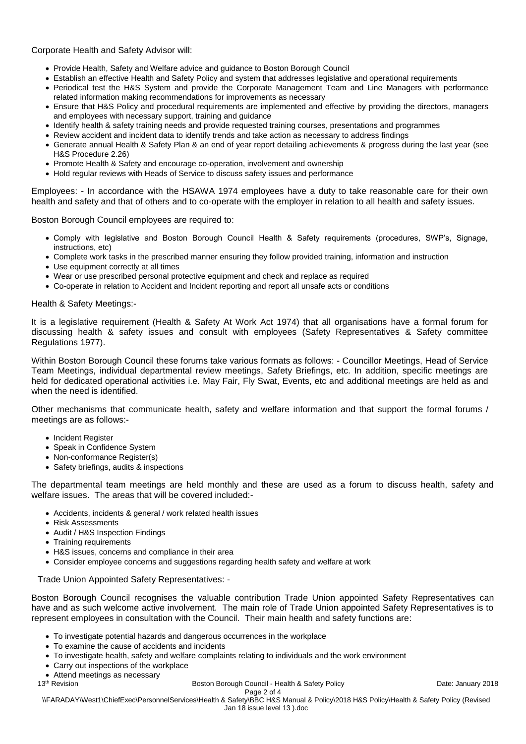Corporate Health and Safety Advisor will:

- Provide Health, Safety and Welfare advice and guidance to Boston Borough Council
- Establish an effective Health and Safety Policy and system that addresses legislative and operational requirements
- Periodical test the H&S System and provide the Corporate Management Team and Line Managers with performance related information making recommendations for improvements as necessary
- Ensure that H&S Policy and procedural requirements are implemented and effective by providing the directors, managers and employees with necessary support, training and guidance
- Identify health & safety training needs and provide requested training courses, presentations and programmes
- Review accident and incident data to identify trends and take action as necessary to address findings
- Generate annual Health & Safety Plan & an end of year report detailing achievements & progress during the last year (see H&S Procedure 2.26)
- Promote Health & Safety and encourage co-operation, involvement and ownership
- Hold regular reviews with Heads of Service to discuss safety issues and performance

Employees: - In accordance with the HSAWA 1974 employees have a duty to take reasonable care for their own health and safety and that of others and to co-operate with the employer in relation to all health and safety issues.

Boston Borough Council employees are required to:

- Comply with legislative and Boston Borough Council Health & Safety requirements (procedures, SWP's, Signage, instructions, etc)
- Complete work tasks in the prescribed manner ensuring they follow provided training, information and instruction
- Use equipment correctly at all times
- Wear or use prescribed personal protective equipment and check and replace as required
- Co-operate in relation to Accident and Incident reporting and report all unsafe acts or conditions

Health & Safety Meetings:-

It is a legislative requirement (Health & Safety At Work Act 1974) that all organisations have a formal forum for discussing health & safety issues and consult with employees (Safety Representatives & Safety committee Regulations 1977).

Within Boston Borough Council these forums take various formats as follows: - Councillor Meetings, Head of Service Team Meetings, individual departmental review meetings, Safety Briefings, etc. In addition, specific meetings are held for dedicated operational activities i.e. May Fair, Fly Swat, Events, etc and additional meetings are held as and when the need is identified.

Other mechanisms that communicate health, safety and welfare information and that support the formal forums / meetings are as follows:-

- Incident Register
- Speak in Confidence System
- Non-conformance Register(s)
- Safety briefings, audits & inspections

The departmental team meetings are held monthly and these are used as a forum to discuss health, safety and welfare issues. The areas that will be covered included:-

- Accidents, incidents & general / work related health issues
- Risk Assessments
- Audit / H&S Inspection Findings
- Training requirements
- H&S issues, concerns and compliance in their area
- Consider employee concerns and suggestions regarding health safety and welfare at work

Trade Union Appointed Safety Representatives: -

Boston Borough Council recognises the valuable contribution Trade Union appointed Safety Representatives can have and as such welcome active involvement. The main role of Trade Union appointed Safety Representatives is to represent employees in consultation with the Council. Their main health and safety functions are:

- To investigate potential hazards and dangerous occurrences in the workplace
- To examine the cause of accidents and incidents
- To investigate health, safety and welfare complaints relating to individuals and the work environment
- Carry out inspections of the workplace
- Attend meetings as necessary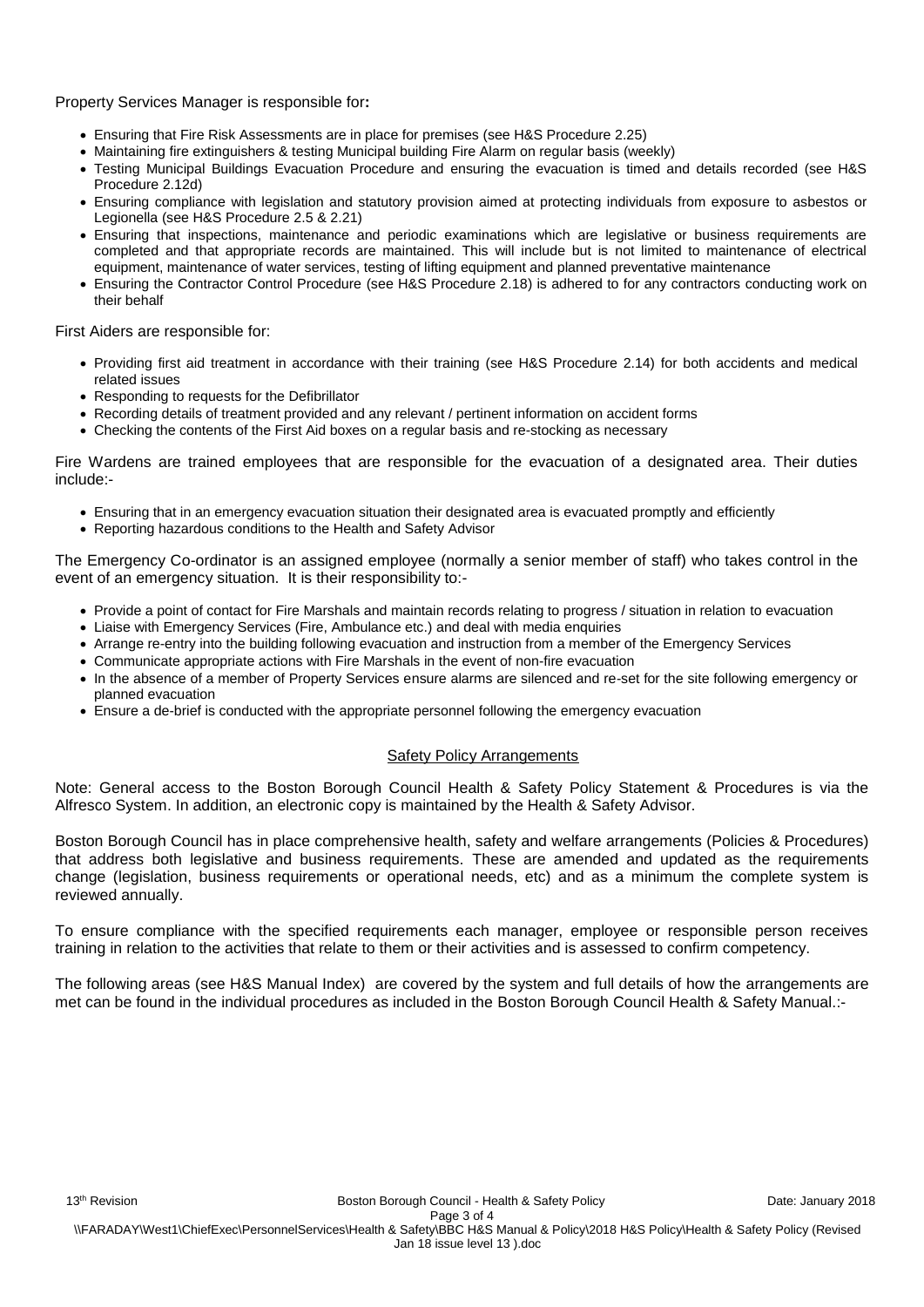Property Services Manager is responsible for**:**

- Ensuring that Fire Risk Assessments are in place for premises (see H&S Procedure 2.25)
- Maintaining fire extinguishers & testing Municipal building Fire Alarm on regular basis (weekly)
- Testing Municipal Buildings Evacuation Procedure and ensuring the evacuation is timed and details recorded (see H&S Procedure 2.12d)
- Ensuring compliance with legislation and statutory provision aimed at protecting individuals from exposure to asbestos or Legionella (see H&S Procedure 2.5 & 2.21)
- Ensuring that inspections, maintenance and periodic examinations which are legislative or business requirements are completed and that appropriate records are maintained. This will include but is not limited to maintenance of electrical equipment, maintenance of water services, testing of lifting equipment and planned preventative maintenance
- Ensuring the Contractor Control Procedure (see H&S Procedure 2.18) is adhered to for any contractors conducting work on their behalf

First Aiders are responsible for:

- Providing first aid treatment in accordance with their training (see H&S Procedure 2.14) for both accidents and medical related issues
- Responding to requests for the Defibrillator
- Recording details of treatment provided and any relevant / pertinent information on accident forms
- Checking the contents of the First Aid boxes on a regular basis and re-stocking as necessary

Fire Wardens are trained employees that are responsible for the evacuation of a designated area. Their duties include:-

- Ensuring that in an emergency evacuation situation their designated area is evacuated promptly and efficiently
- Reporting hazardous conditions to the Health and Safety Advisor

The Emergency Co-ordinator is an assigned employee (normally a senior member of staff) who takes control in the event of an emergency situation. It is their responsibility to:-

- Provide a point of contact for Fire Marshals and maintain records relating to progress / situation in relation to evacuation
- Liaise with Emergency Services (Fire, Ambulance etc.) and deal with media enquiries
- Arrange re-entry into the building following evacuation and instruction from a member of the Emergency Services
- Communicate appropriate actions with Fire Marshals in the event of non-fire evacuation
- In the absence of a member of Property Services ensure alarms are silenced and re-set for the site following emergency or planned evacuation
- Ensure a de-brief is conducted with the appropriate personnel following the emergency evacuation

## Safety Policy Arrangements

Note: General access to the Boston Borough Council Health & Safety Policy Statement & Procedures is via the Alfresco System. In addition, an electronic copy is maintained by the Health & Safety Advisor.

Boston Borough Council has in place comprehensive health, safety and welfare arrangements (Policies & Procedures) that address both legislative and business requirements. These are amended and updated as the requirements change (legislation, business requirements or operational needs, etc) and as a minimum the complete system is reviewed annually.

To ensure compliance with the specified requirements each manager, employee or responsible person receives training in relation to the activities that relate to them or their activities and is assessed to confirm competency.

The following areas (see H&S Manual Index) are covered by the system and full details of how the arrangements are met can be found in the individual procedures as included in the Boston Borough Council Health & Safety Manual.:-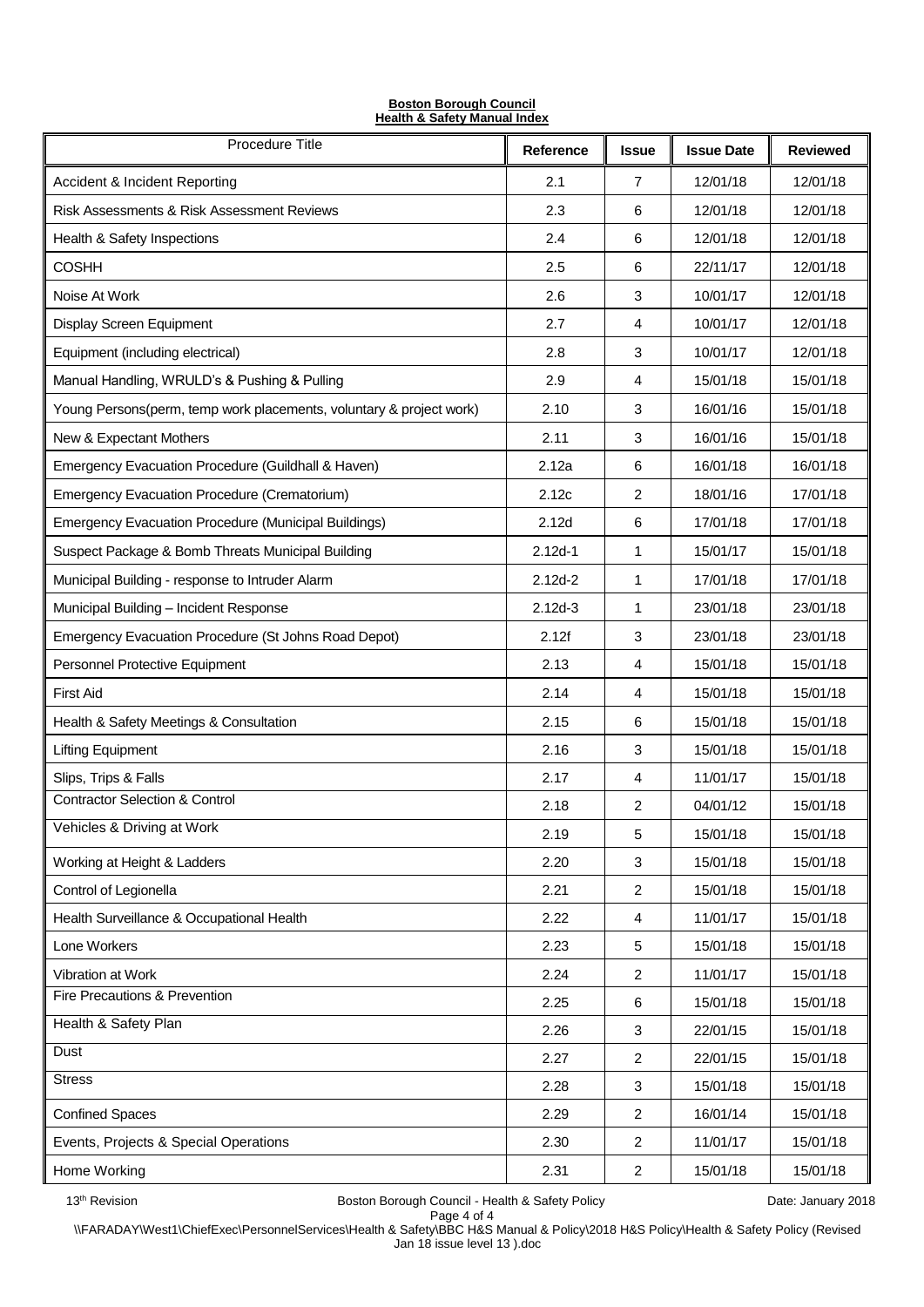**Boston Borough Council**
**Health & Safety Manual Index**

| Procedure Title | Reference | Issue | Issue Date | Reviewed |
|---|---|---|---|---|
| Accident & Incident Reporting | 2.1 | 7 | 12/01/18 | 12/01/18 |
| Risk Assessments & Risk Assessment Reviews | 2.3 | 6 | 12/01/18 | 12/01/18 |
| Health & Safety Inspections | 2.4 | 6 | 12/01/18 | 12/01/18 |
| COSHH | 2.5 | 6 | 22/11/17 | 12/01/18 |
| Noise At Work | 2.6 | 3 | 10/01/17 | 12/01/18 |
| Display Screen Equipment | 2.7 | 4 | 10/01/17 | 12/01/18 |
| Equipment (including electrical) | 2.8 | 3 | 10/01/17 | 12/01/18 |
| Manual Handling, WRULD's & Pushing & Pulling | 2.9 | 4 | 15/01/18 | 15/01/18 |
| Young Persons(perm, temp work placements, voluntary & project work) | 2.10 | 3 | 16/01/16 | 15/01/18 |
| New & Expectant Mothers | 2.11 | 3 | 16/01/16 | 15/01/18 |
| Emergency Evacuation Procedure (Guildhall & Haven) | 2.12a | 6 | 16/01/18 | 16/01/18 |
| Emergency Evacuation Procedure (Crematorium) | 2.12c | 2 | 18/01/16 | 17/01/18 |
| Emergency Evacuation Procedure (Municipal Buildings) | 2.12d | 6 | 17/01/18 | 17/01/18 |
| Suspect Package & Bomb Threats Municipal Building | 2.12d-1 | 1 | 15/01/17 | 15/01/18 |
| Municipal Building - response to Intruder Alarm | 2.12d-2 | 1 | 17/01/18 | 17/01/18 |
| Municipal Building – Incident Response | 2.12d-3 | 1 | 23/01/18 | 23/01/18 |
| Emergency Evacuation Procedure (St Johns Road Depot) | 2.12f | 3 | 23/01/18 | 23/01/18 |
| Personnel Protective Equipment | 2.13 | 4 | 15/01/18 | 15/01/18 |
| First Aid | 2.14 | 4 | 15/01/18 | 15/01/18 |
| Health & Safety Meetings & Consultation | 2.15 | 6 | 15/01/18 | 15/01/18 |
| Lifting Equipment | 2.16 | 3 | 15/01/18 | 15/01/18 |
| Slips, Trips & Falls | 2.17 | 4 | 11/01/17 | 15/01/18 |
| Contractor Selection & Control | 2.18 | 2 | 04/01/12 | 15/01/18 |
| Vehicles & Driving at Work | 2.19 | 5 | 15/01/18 | 15/01/18 |
| Working at Height & Ladders | 2.20 | 3 | 15/01/18 | 15/01/18 |
| Control of Legionella | 2.21 | 2 | 15/01/18 | 15/01/18 |
| Health Surveillance & Occupational Health | 2.22 | 4 | 11/01/17 | 15/01/18 |
| Lone Workers | 2.23 | 5 | 15/01/18 | 15/01/18 |
| Vibration at Work | 2.24 | 2 | 11/01/17 | 15/01/18 |
| Fire Precautions & Prevention | 2.25 | 6 | 15/01/18 | 15/01/18 |
| Health & Safety Plan | 2.26 | 3 | 22/01/15 | 15/01/18 |
| Dust | 2.27 | 2 | 22/01/15 | 15/01/18 |
| Stress | 2.28 | 3 | 15/01/18 | 15/01/18 |
| Confined Spaces | 2.29 | 2 | 16/01/14 | 15/01/18 |
| Events, Projects & Special Operations | 2.30 | 2 | 11/01/17 | 15/01/18 |
| Home Working | 2.31 | 2 | 15/01/18 | 15/01/18 |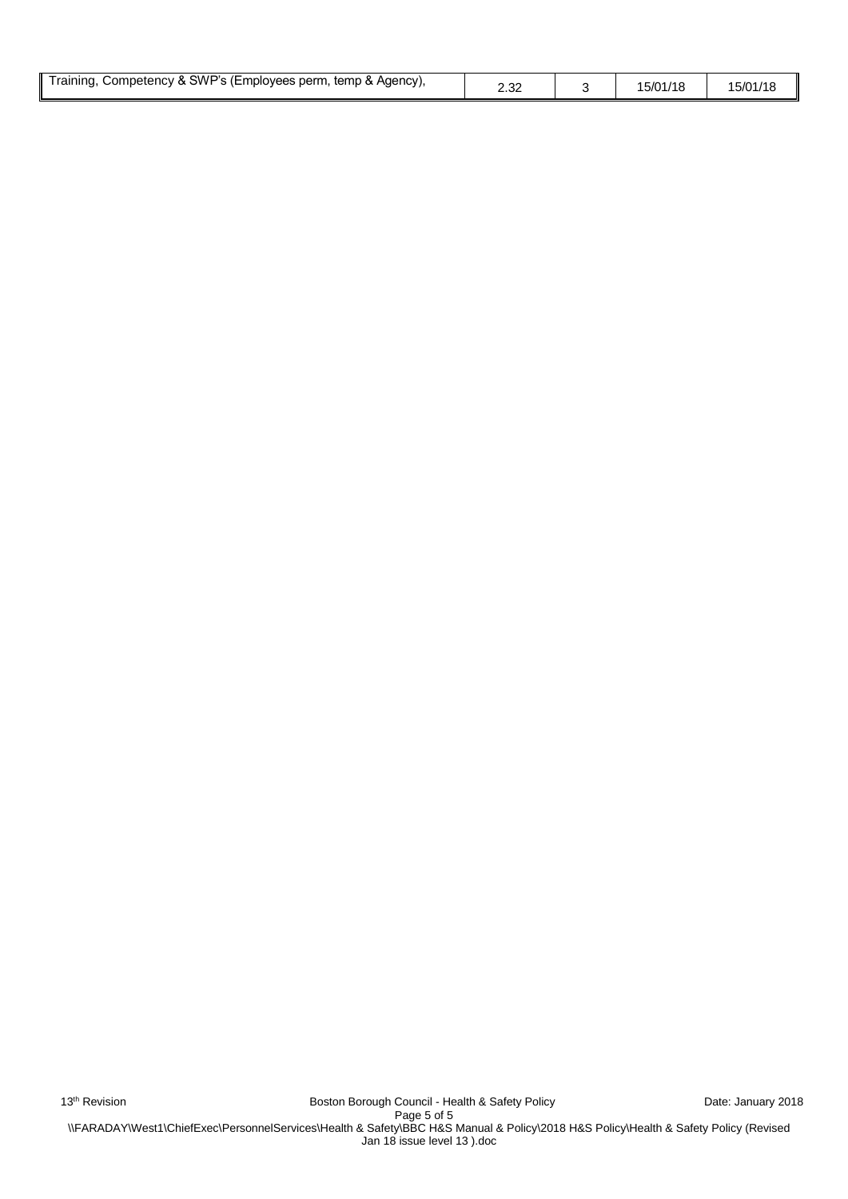| | | | | |
|---|---|---|---|---|
| Training, Competency & SWP's (Employees perm, temp & Agency), | 2.32 | 3 | 15/01/18 | 15/01/18 |